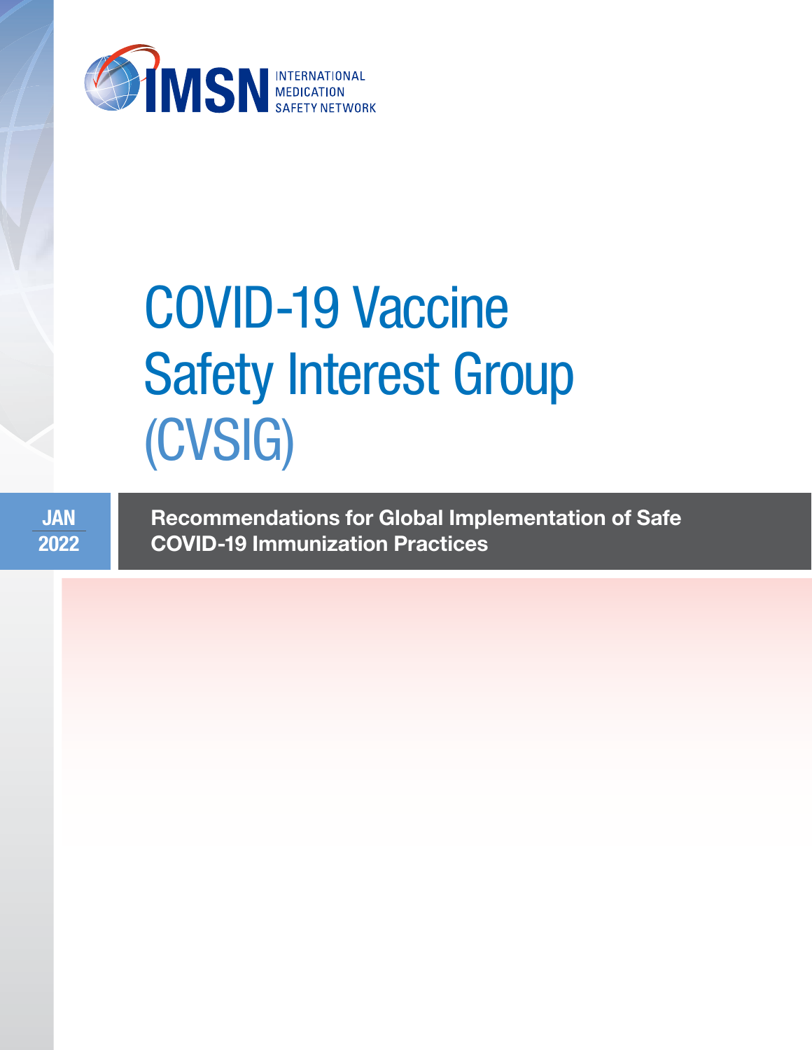IMSN INTERNATIONAL MEDICATION SAFETY NETWORK

# COVID-19 Vaccine Safety Interest Group (CVSIG)

JAN 2022

**Recommendations for Global Implementation of Safe COVID-19 Immunization Practices**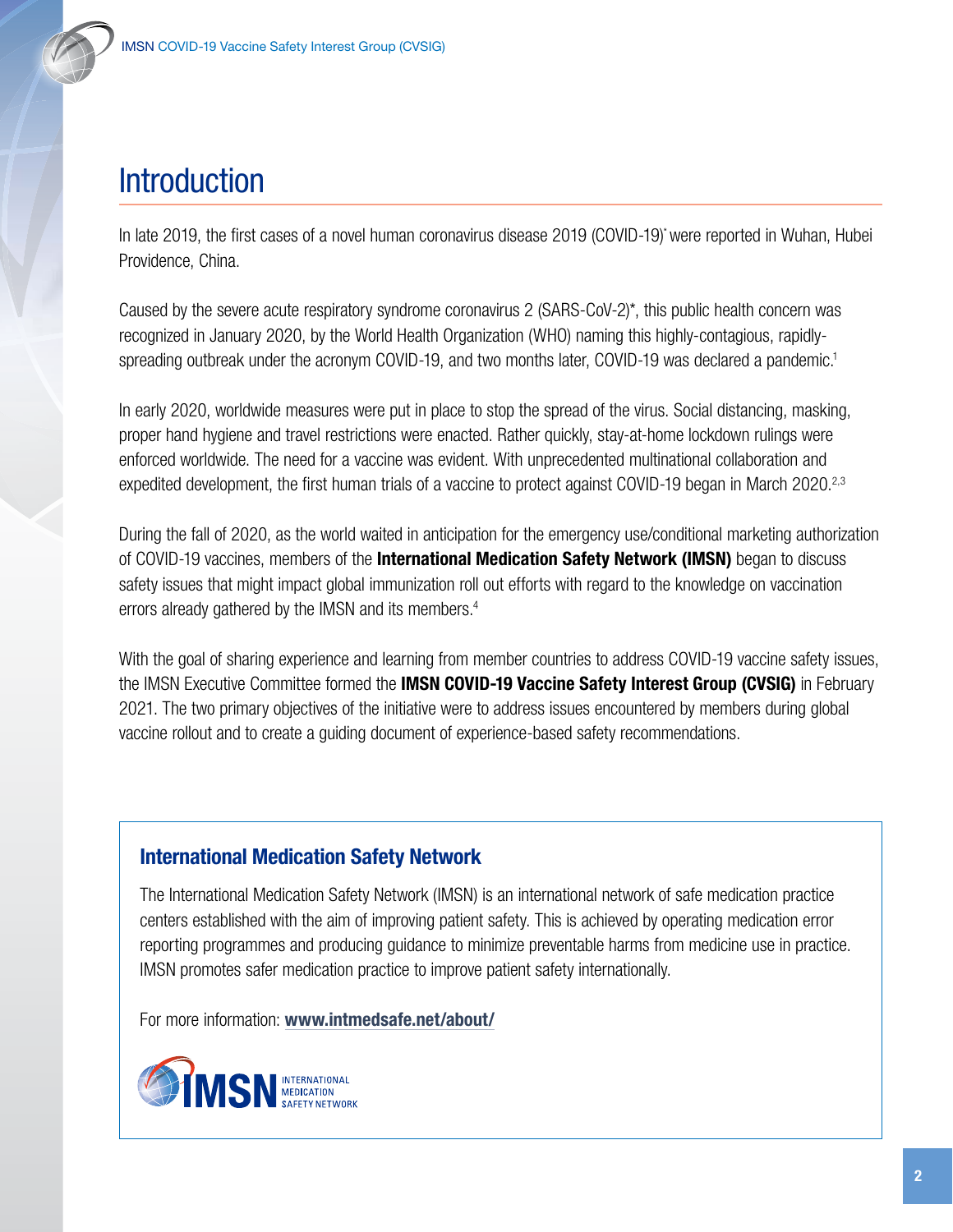# Introduction

In late 2019, the first cases of a novel human coronavirus disease 2019 (COVID-19)* were reported in Wuhan, Hubei Providence, China.

Caused by the severe acute respiratory syndrome coronavirus 2 (SARS-CoV-2)*, this public health concern was recognized in January 2020, by the World Health Organization (WHO) naming this highly-contagious, rapidly-spreading outbreak under the acronym COVID-19, and two months later, COVID-19 was declared a pandemic.[1]

In early 2020, worldwide measures were put in place to stop the spread of the virus. Social distancing, masking, proper hand hygiene and travel restrictions were enacted. Rather quickly, stay-at-home lockdown rulings were enforced worldwide. The need for a vaccine was evident. With unprecedented multinational collaboration and expedited development, the first human trials of a vaccine to protect against COVID-19 began in March 2020.[2,3]

During the fall of 2020, as the world waited in anticipation for the emergency use/conditional marketing authorization of COVID-19 vaccines, members of the **International Medication Safety Network (IMSN)** began to discuss safety issues that might impact global immunization roll out efforts with regard to the knowledge on vaccination errors already gathered by the IMSN and its members.[4]

With the goal of sharing experience and learning from member countries to address COVID-19 vaccine safety issues, the IMSN Executive Committee formed the **IMSN COVID-19 Vaccine Safety Interest Group (CVSIG)** in February 2021. The two primary objectives of the initiative were to address issues encountered by members during global vaccine rollout and to create a guiding document of experience-based safety recommendations.

### International Medication Safety Network

The International Medication Safety Network (IMSN) is an international network of safe medication practice centers established with the aim of improving patient safety. This is achieved by operating medication error reporting programmes and producing guidance to minimize preventable harms from medicine use in practice. IMSN promotes safer medication practice to improve patient safety internationally.

For more information: **www.intmedsafe.net/about/**

IMSN INTERNATIONAL MEDICATION SAFETY NETWORK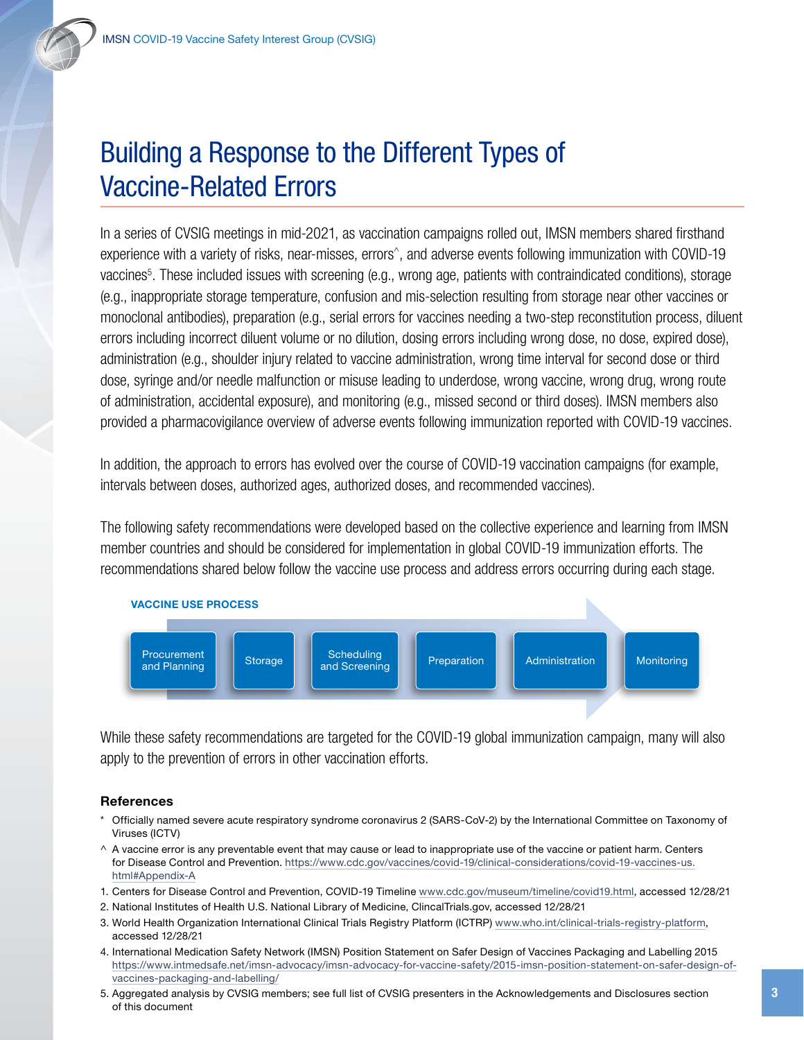# Building a Response to the Different Types of Vaccine-Related Errors

In a series of CVSIG meetings in mid-2021, as vaccination campaigns rolled out, IMSN members shared firsthand experience with a variety of risks, near-misses, errors^, and adverse events following immunization with COVID-19 vaccines[5]. These included issues with screening (e.g., wrong age, patients with contraindicated conditions), storage (e.g., inappropriate storage temperature, confusion and mis-selection resulting from storage near other vaccines or monoclonal antibodies), preparation (e.g., serial errors for vaccines needing a two-step reconstitution process, diluent errors including incorrect diluent volume or no dilution, dosing errors including wrong dose, no dose, expired dose), administration (e.g., shoulder injury related to vaccine administration, wrong time interval for second dose or third dose, syringe and/or needle malfunction or misuse leading to underdose, wrong vaccine, wrong drug, wrong route of administration, accidental exposure), and monitoring (e.g., missed second or third doses). IMSN members also provided a pharmacovigilance overview of adverse events following immunization reported with COVID-19 vaccines.

In addition, the approach to errors has evolved over the course of COVID-19 vaccination campaigns (for example, intervals between doses, authorized ages, authorized doses, and recommended vaccines).

The following safety recommendations were developed based on the collective experience and learning from IMSN member countries and should be considered for implementation in global COVID-19 immunization efforts. The recommendations shared below follow the vaccine use process and address errors occurring during each stage.

**VACCINE USE PROCESS**

Procurement and Planning → Storage → Scheduling and Screening → Preparation → Administration → Monitoring

While these safety recommendations are targeted for the COVID-19 global immunization campaign, many will also apply to the prevention of errors in other vaccination efforts.

### References

\* Officially named severe acute respiratory syndrome coronavirus 2 (SARS-CoV-2) by the International Committee on Taxonomy of Viruses (ICTV)

^ A vaccine error is any preventable event that may cause or lead to inappropriate use of the vaccine or patient harm. Centers for Disease Control and Prevention. https://www.cdc.gov/vaccines/covid-19/clinical-considerations/covid-19-vaccines-us.html#Appendix-A

1. Centers for Disease Control and Prevention, COVID-19 Timeline www.cdc.gov/museum/timeline/covid19.html, accessed 12/28/21
2. National Institutes of Health U.S. National Library of Medicine, ClincalTrials.gov, accessed 12/28/21
3. World Health Organization International Clinical Trials Registry Platform (ICTRP) www.who.int/clinical-trials-registry-platform, accessed 12/28/21
4. International Medication Safety Network (IMSN) Position Statement on Safer Design of Vaccines Packaging and Labelling 2015 https://www.intmedsafe.net/imsn-advocacy/imsn-advocacy-for-vaccine-safety/2015-imsn-position-statement-on-safer-design-of-vaccines-packaging-and-labelling/
5. Aggregated analysis by CVSIG members; see full list of CVSIG presenters in the Acknowledgements and Disclosures section of this document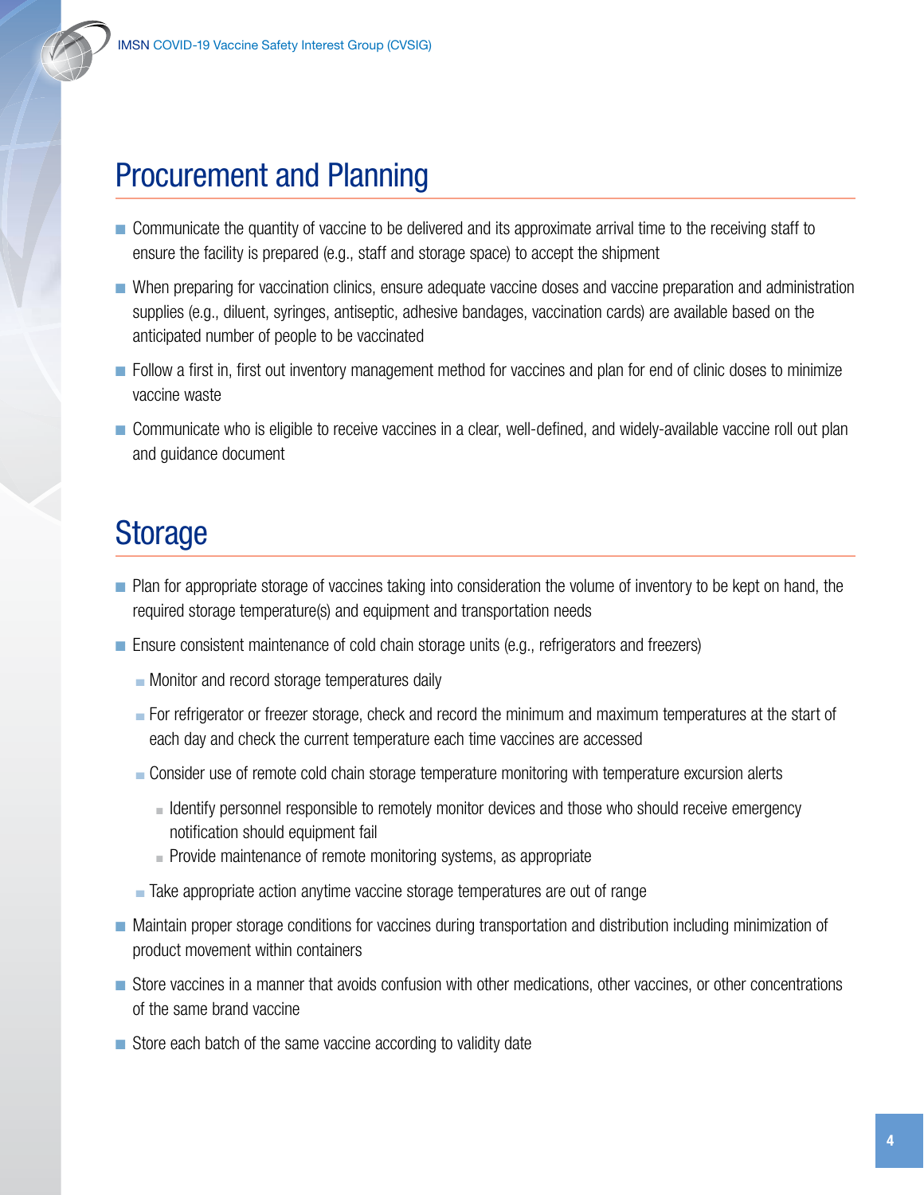## Procurement and Planning

- Communicate the quantity of vaccine to be delivered and its approximate arrival time to the receiving staff to ensure the facility is prepared (e.g., staff and storage space) to accept the shipment
- When preparing for vaccination clinics, ensure adequate vaccine doses and vaccine preparation and administration supplies (e.g., diluent, syringes, antiseptic, adhesive bandages, vaccination cards) are available based on the anticipated number of people to be vaccinated
- Follow a first in, first out inventory management method for vaccines and plan for end of clinic doses to minimize vaccine waste
- Communicate who is eligible to receive vaccines in a clear, well-defined, and widely-available vaccine roll out plan and guidance document

## Storage

- Plan for appropriate storage of vaccines taking into consideration the volume of inventory to be kept on hand, the required storage temperature(s) and equipment and transportation needs
- Ensure consistent maintenance of cold chain storage units (e.g., refrigerators and freezers)
  - Monitor and record storage temperatures daily
  - For refrigerator or freezer storage, check and record the minimum and maximum temperatures at the start of each day and check the current temperature each time vaccines are accessed
  - Consider use of remote cold chain storage temperature monitoring with temperature excursion alerts
    - Identify personnel responsible to remotely monitor devices and those who should receive emergency notification should equipment fail
    - Provide maintenance of remote monitoring systems, as appropriate
  - Take appropriate action anytime vaccine storage temperatures are out of range
- Maintain proper storage conditions for vaccines during transportation and distribution including minimization of product movement within containers
- Store vaccines in a manner that avoids confusion with other medications, other vaccines, or other concentrations of the same brand vaccine
- Store each batch of the same vaccine according to validity date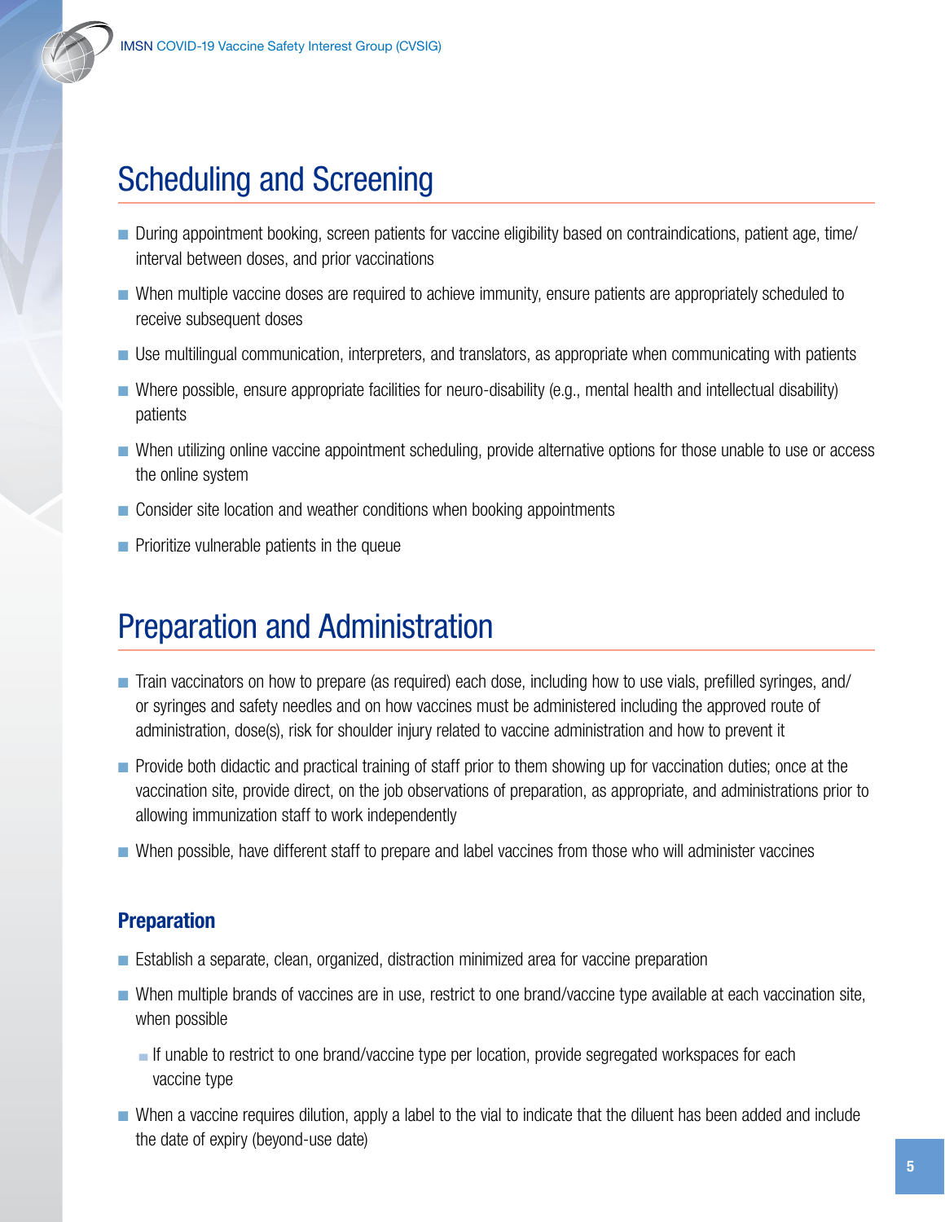## Scheduling and Screening

- During appointment booking, screen patients for vaccine eligibility based on contraindications, patient age, time/interval between doses, and prior vaccinations
- When multiple vaccine doses are required to achieve immunity, ensure patients are appropriately scheduled to receive subsequent doses
- Use multilingual communication, interpreters, and translators, as appropriate when communicating with patients
- Where possible, ensure appropriate facilities for neuro-disability (e.g., mental health and intellectual disability) patients
- When utilizing online vaccine appointment scheduling, provide alternative options for those unable to use or access the online system
- Consider site location and weather conditions when booking appointments
- Prioritize vulnerable patients in the queue

## Preparation and Administration

- Train vaccinators on how to prepare (as required) each dose, including how to use vials, prefilled syringes, and/or syringes and safety needles and on how vaccines must be administered including the approved route of administration, dose(s), risk for shoulder injury related to vaccine administration and how to prevent it
- Provide both didactic and practical training of staff prior to them showing up for vaccination duties; once at the vaccination site, provide direct, on the job observations of preparation, as appropriate, and administrations prior to allowing immunization staff to work independently
- When possible, have different staff to prepare and label vaccines from those who will administer vaccines

### Preparation

- Establish a separate, clean, organized, distraction minimized area for vaccine preparation
- When multiple brands of vaccines are in use, restrict to one brand/vaccine type available at each vaccination site, when possible
  - If unable to restrict to one brand/vaccine type per location, provide segregated workspaces for each vaccine type
- When a vaccine requires dilution, apply a label to the vial to indicate that the diluent has been added and include the date of expiry (beyond-use date)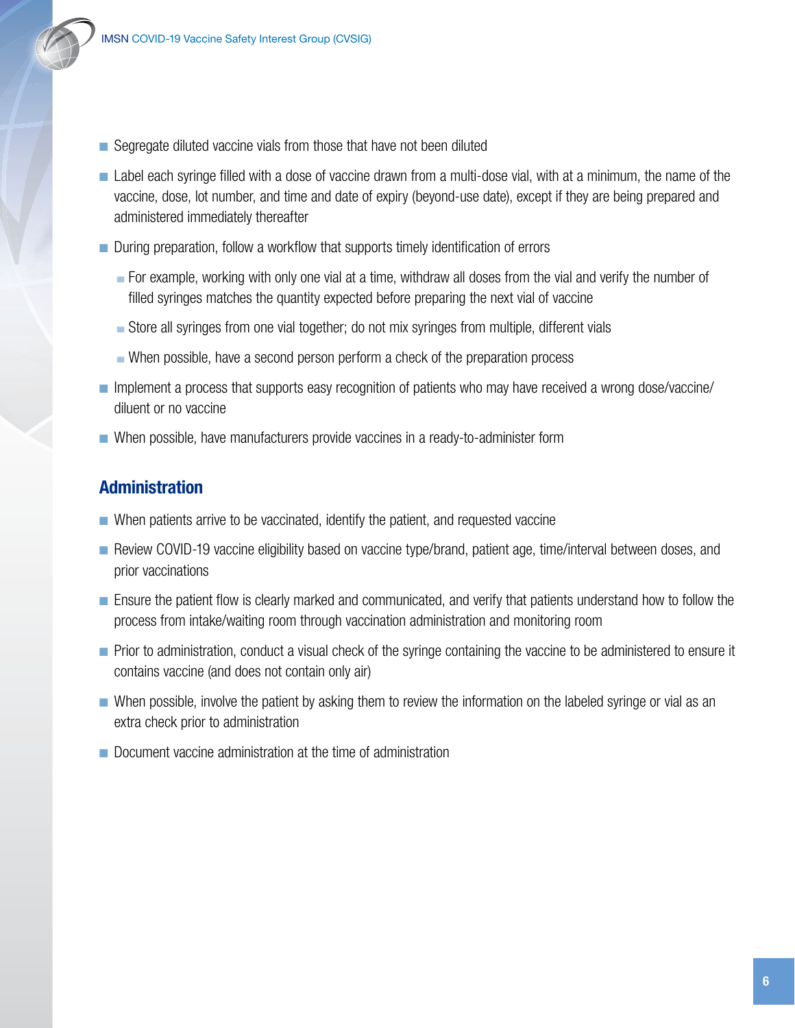- Segregate diluted vaccine vials from those that have not been diluted
- Label each syringe filled with a dose of vaccine drawn from a multi-dose vial, with at a minimum, the name of the vaccine, dose, lot number, and time and date of expiry (beyond-use date), except if they are being prepared and administered immediately thereafter
- During preparation, follow a workflow that supports timely identification of errors
  - For example, working with only one vial at a time, withdraw all doses from the vial and verify the number of filled syringes matches the quantity expected before preparing the next vial of vaccine
  - Store all syringes from one vial together; do not mix syringes from multiple, different vials
  - When possible, have a second person perform a check of the preparation process
- Implement a process that supports easy recognition of patients who may have received a wrong dose/vaccine/diluent or no vaccine
- When possible, have manufacturers provide vaccines in a ready-to-administer form

## Administration

- When patients arrive to be vaccinated, identify the patient, and requested vaccine
- Review COVID-19 vaccine eligibility based on vaccine type/brand, patient age, time/interval between doses, and prior vaccinations
- Ensure the patient flow is clearly marked and communicated, and verify that patients understand how to follow the process from intake/waiting room through vaccination administration and monitoring room
- Prior to administration, conduct a visual check of the syringe containing the vaccine to be administered to ensure it contains vaccine (and does not contain only air)
- When possible, involve the patient by asking them to review the information on the labeled syringe or vial as an extra check prior to administration
- Document vaccine administration at the time of administration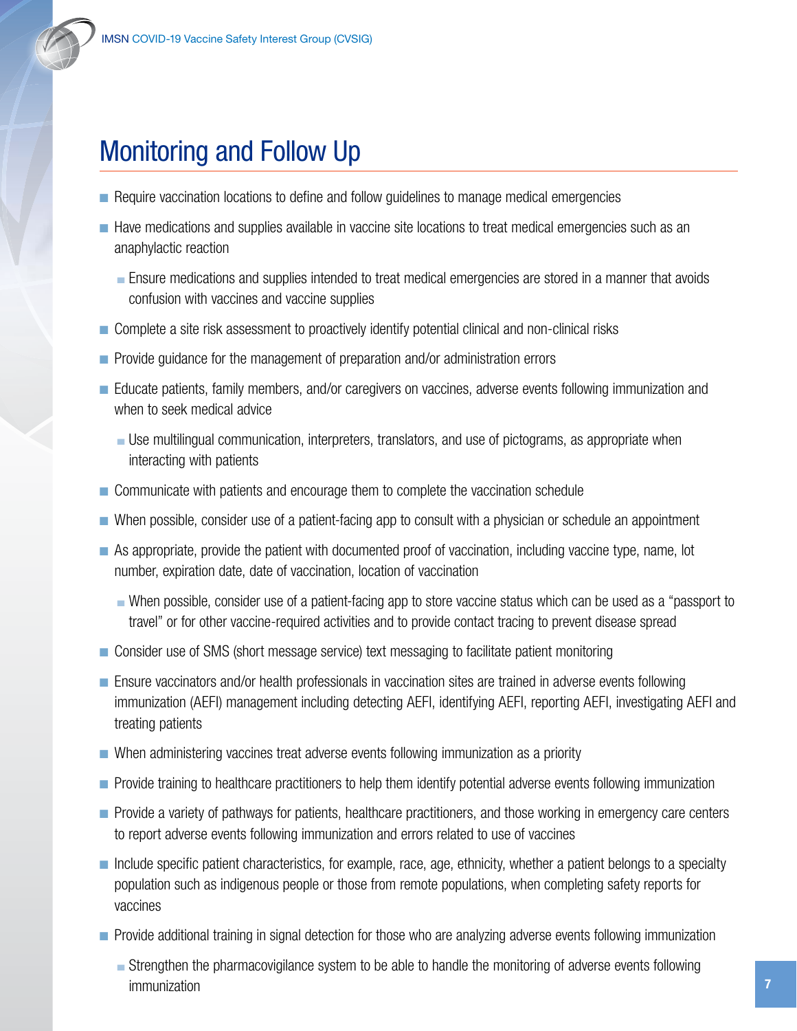## Monitoring and Follow Up

- Require vaccination locations to define and follow guidelines to manage medical emergencies
- Have medications and supplies available in vaccine site locations to treat medical emergencies such as an anaphylactic reaction
  - Ensure medications and supplies intended to treat medical emergencies are stored in a manner that avoids confusion with vaccines and vaccine supplies
- Complete a site risk assessment to proactively identify potential clinical and non-clinical risks
- Provide guidance for the management of preparation and/or administration errors
- Educate patients, family members, and/or caregivers on vaccines, adverse events following immunization and when to seek medical advice
  - Use multilingual communication, interpreters, translators, and use of pictograms, as appropriate when interacting with patients
- Communicate with patients and encourage them to complete the vaccination schedule
- When possible, consider use of a patient-facing app to consult with a physician or schedule an appointment
- As appropriate, provide the patient with documented proof of vaccination, including vaccine type, name, lot number, expiration date, date of vaccination, location of vaccination
  - When possible, consider use of a patient-facing app to store vaccine status which can be used as a "passport to travel" or for other vaccine-required activities and to provide contact tracing to prevent disease spread
- Consider use of SMS (short message service) text messaging to facilitate patient monitoring
- Ensure vaccinators and/or health professionals in vaccination sites are trained in adverse events following immunization (AEFI) management including detecting AEFI, identifying AEFI, reporting AEFI, investigating AEFI and treating patients
- When administering vaccines treat adverse events following immunization as a priority
- Provide training to healthcare practitioners to help them identify potential adverse events following immunization
- Provide a variety of pathways for patients, healthcare practitioners, and those working in emergency care centers to report adverse events following immunization and errors related to use of vaccines
- Include specific patient characteristics, for example, race, age, ethnicity, whether a patient belongs to a specialty population such as indigenous people or those from remote populations, when completing safety reports for vaccines
- Provide additional training in signal detection for those who are analyzing adverse events following immunization
  - Strengthen the pharmacovigilance system to be able to handle the monitoring of adverse events following immunization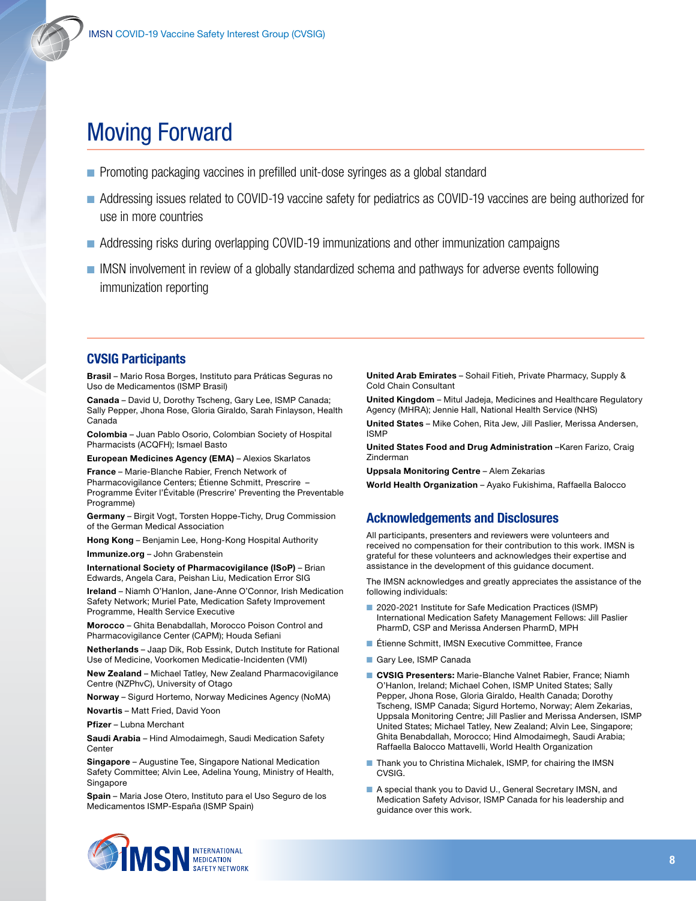# Moving Forward

- Promoting packaging vaccines in prefilled unit-dose syringes as a global standard
- Addressing issues related to COVID-19 vaccine safety for pediatrics as COVID-19 vaccines are being authorized for use in more countries
- Addressing risks during overlapping COVID-19 immunizations and other immunization campaigns
- IMSN involvement in review of a globally standardized schema and pathways for adverse events following immunization reporting

## CVSIG Participants

**Brasil** – Mario Rosa Borges, Instituto para Práticas Seguras no Uso de Medicamentos (ISMP Brasil)

**Canada** – David U, Dorothy Tscheng, Gary Lee, ISMP Canada; Sally Pepper, Jhona Rose, Gloria Giraldo, Sarah Finlayson, Health Canada

**Colombia** – Juan Pablo Osorio, Colombian Society of Hospital Pharmacists (ACQFH); Ismael Basto

**European Medicines Agency (EMA)** – Alexios Skarlatos

**France** – Marie-Blanche Rabier, French Network of Pharmacovigilance Centers; Étienne Schmitt, Prescrire – Programme Éviter l'Évitable (Prescrire' Preventing the Preventable Programme)

**Germany** – Birgit Vogt, Torsten Hoppe-Tichy, Drug Commission of the German Medical Association

**Hong Kong** – Benjamin Lee, Hong-Kong Hospital Authority

**Immunize.org** – John Grabenstein

**International Society of Pharmacovigilance (ISoP)** – Brian Edwards, Angela Cara, Peishan Liu, Medication Error SIG

**Ireland** – Niamh O'Hanlon, Jane-Anne O'Connor, Irish Medication Safety Network; Muriel Pate, Medication Safety Improvement Programme, Health Service Executive

**Morocco** – Ghita Benabdallah, Morocco Poison Control and Pharmacovigilance Center (CAPM); Houda Sefiani

**Netherlands** – Jaap Dik, Rob Essink, Dutch Institute for Rational Use of Medicine, Voorkomen Medicatie-Incidenten (VMI)

**New Zealand** – Michael Tatley, New Zealand Pharmacovigilance Centre (NZPhvC), University of Otago

**Norway** – Sigurd Hortemo, Norway Medicines Agency (NoMA)

**Novartis** – Matt Fried, David Yoon

**Pfizer** – Lubna Merchant

**Saudi Arabia** – Hind Almodaimegh, Saudi Medication Safety Center

**Singapore** – Augustine Tee, Singapore National Medication Safety Committee; Alvin Lee, Adelina Young, Ministry of Health, Singapore

**Spain** – Maria Jose Otero, Instituto para el Uso Seguro de los Medicamentos ISMP-España (ISMP Spain)

**United Arab Emirates** – Sohail Fitieh, Private Pharmacy, Supply & Cold Chain Consultant

**United Kingdom** – Mitul Jadeja, Medicines and Healthcare Regulatory Agency (MHRA); Jennie Hall, National Health Service (NHS)

**United States** – Mike Cohen, Rita Jew, Jill Paslier, Merissa Andersen, ISMP

**United States Food and Drug Administration** –Karen Farizo, Craig Zinderman

**Uppsala Monitoring Centre** – Alem Zekarias

**World Health Organization** – Ayako Fukishima, Raffaella Balocco

## Acknowledgements and Disclosures

All participants, presenters and reviewers were volunteers and received no compensation for their contribution to this work. IMSN is grateful for these volunteers and acknowledges their expertise and assistance in the development of this guidance document.

The IMSN acknowledges and greatly appreciates the assistance of the following individuals:

- 2020-2021 Institute for Safe Medication Practices (ISMP) International Medication Safety Management Fellows: Jill Paslier PharmD, CSP and Merissa Andersen PharmD, MPH
- Étienne Schmitt, IMSN Executive Committee, France
- Gary Lee, ISMP Canada
- **CVSIG Presenters:** Marie-Blanche Valnet Rabier, France; Niamh O'Hanlon, Ireland; Michael Cohen, ISMP United States; Sally Pepper, Jhona Rose, Gloria Giraldo, Health Canada; Dorothy Tscheng, ISMP Canada; Sigurd Hortemo, Norway; Alem Zekarias, Uppsala Monitoring Centre; Jill Paslier and Merissa Andersen, ISMP United States; Michael Tatley, New Zealand; Alvin Lee, Singapore; Ghita Benabdallah, Morocco; Hind Almodaimegh, Saudi Arabia; Raffaella Balocco Mattavelli, World Health Organization
- Thank you to Christina Michalek, ISMP, for chairing the IMSN CVSIG.
- A special thank you to David U., General Secretary IMSN, and Medication Safety Advisor, ISMP Canada for his leadership and guidance over this work.